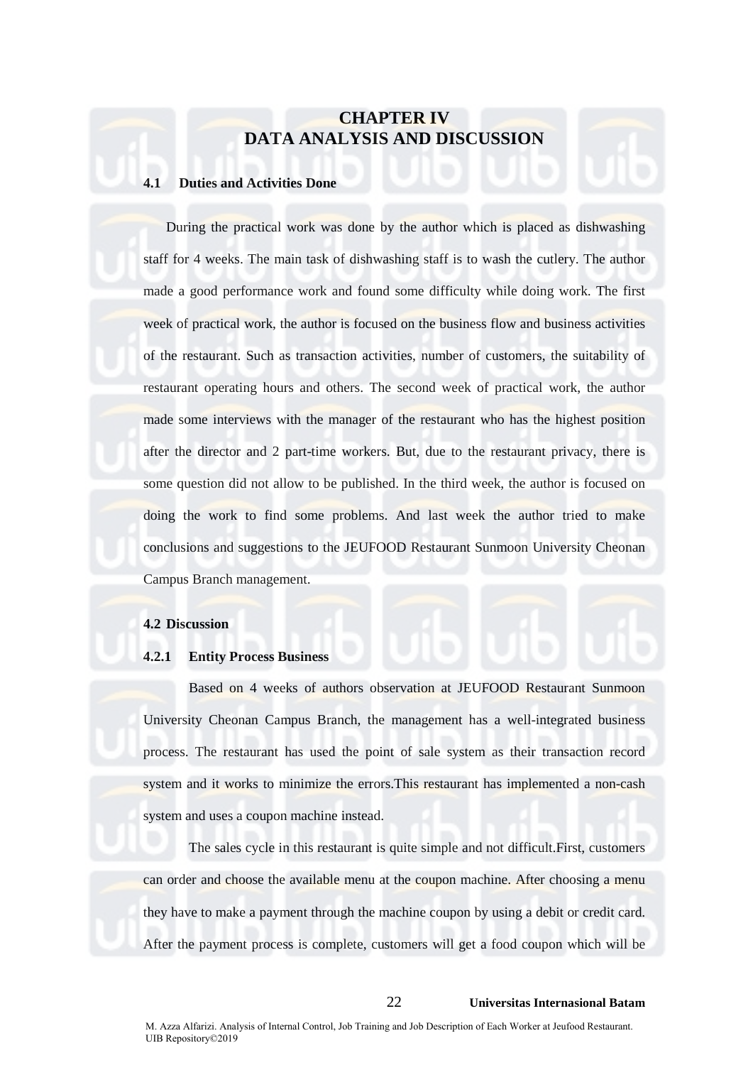# CHAPTER IV
# DATA ANALYSIS AND DISCUSSION

## 4.1 Duties and Activities Done

During the practical work was done by the author which is placed as dishwashing staff for 4 weeks. The main task of dishwashing staff is to wash the cutlery. The author made a good performance work and found some difficulty while doing work. The first week of practical work, the author is focused on the business flow and business activities of the restaurant. Such as transaction activities, number of customers, the suitability of restaurant operating hours and others. The second week of practical work, the author made some interviews with the manager of the restaurant who has the highest position after the director and 2 part-time workers. But, due to the restaurant privacy, there is some question did not allow to be published. In the third week, the author is focused on doing the work to find some problems. And last week the author tried to make conclusions and suggestions to the JEUFOOD Restaurant Sunmoon University Cheonan Campus Branch management.

## 4.2 Discussion

### 4.2.1 Entity Process Business

Based on 4 weeks of authors observation at JEUFOOD Restaurant Sunmoon University Cheonan Campus Branch, the management has a well-integrated business process. The restaurant has used the point of sale system as their transaction record system and it works to minimize the errors.This restaurant has implemented a non-cash system and uses a coupon machine instead.

The sales cycle in this restaurant is quite simple and not difficult.First, customers can order and choose the available menu at the coupon machine. After choosing a menu they have to make a payment through the machine coupon by using a debit or credit card. After the payment process is complete, customers will get a food coupon which will be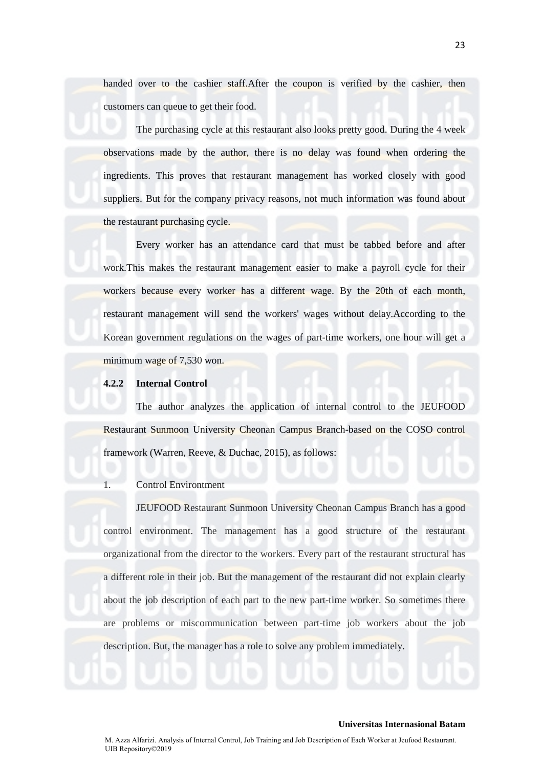handed over to the cashier staff.After the coupon is verified by the cashier, then customers can queue to get their food.

The purchasing cycle at this restaurant also looks pretty good. During the 4 week observations made by the author, there is no delay was found when ordering the ingredients. This proves that restaurant management has worked closely with good suppliers. But for the company privacy reasons, not much information was found about the restaurant purchasing cycle.

Every worker has an attendance card that must be tabbed before and after work.This makes the restaurant management easier to make a payroll cycle for their workers because every worker has a different wage. By the 20th of each month, restaurant management will send the workers' wages without delay.According to the Korean government regulations on the wages of part-time workers, one hour will get a minimum wage of 7,530 won.

### 4.2.2 Internal Control

The author analyzes the application of internal control to the JEUFOOD Restaurant Sunmoon University Cheonan Campus Branch-based on the COSO control framework (Warren, Reeve, & Duchac, 2015), as follows:

1. Control Environtment

JEUFOOD Restaurant Sunmoon University Cheonan Campus Branch has a good control environment. The management has a good structure of the restaurant organizational from the director to the workers. Every part of the restaurant structural has a different role in their job. But the management of the restaurant did not explain clearly about the job description of each part to the new part-time worker. So sometimes there are problems or miscommunication between part-time job workers about the job description. But, the manager has a role to solve any problem immediately.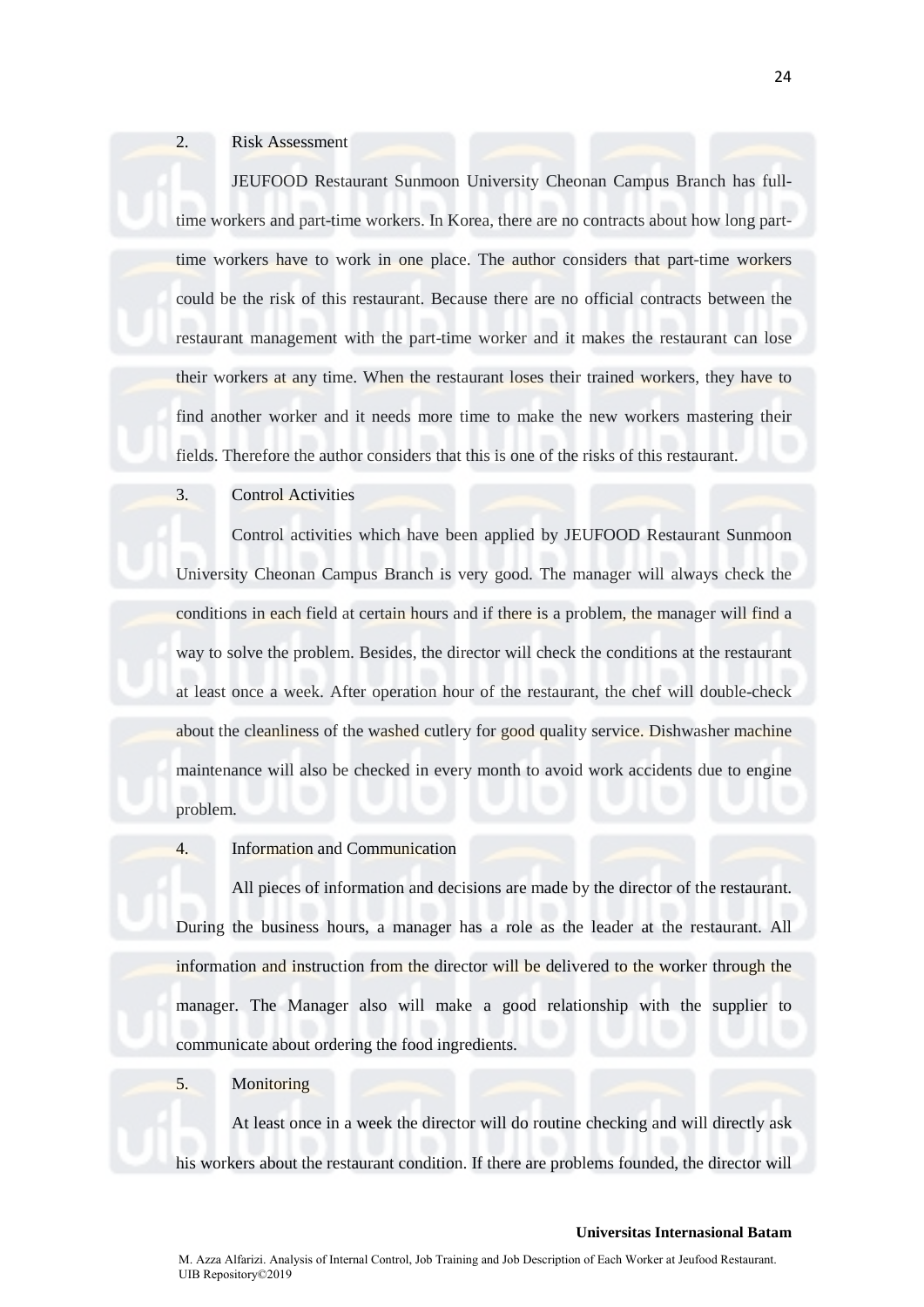2. Risk Assessment

JEUFOOD Restaurant Sunmoon University Cheonan Campus Branch has full-time workers and part-time workers. In Korea, there are no contracts about how long part-time workers have to work in one place. The author considers that part-time workers could be the risk of this restaurant. Because there are no official contracts between the restaurant management with the part-time worker and it makes the restaurant can lose their workers at any time. When the restaurant loses their trained workers, they have to find another worker and it needs more time to make the new workers mastering their fields. Therefore the author considers that this is one of the risks of this restaurant.

3. Control Activities

Control activities which have been applied by JEUFOOD Restaurant Sunmoon University Cheonan Campus Branch is very good. The manager will always check the conditions in each field at certain hours and if there is a problem, the manager will find a way to solve the problem. Besides, the director will check the conditions at the restaurant at least once a week. After operation hour of the restaurant, the chef will double-check about the cleanliness of the washed cutlery for good quality service. Dishwasher machine maintenance will also be checked in every month to avoid work accidents due to engine problem.

4. Information and Communication

All pieces of information and decisions are made by the director of the restaurant. During the business hours, a manager has a role as the leader at the restaurant. All information and instruction from the director will be delivered to the worker through the manager. The Manager also will make a good relationship with the supplier to communicate about ordering the food ingredients.

5. Monitoring

At least once in a week the director will do routine checking and will directly ask his workers about the restaurant condition. If there are problems founded, the director will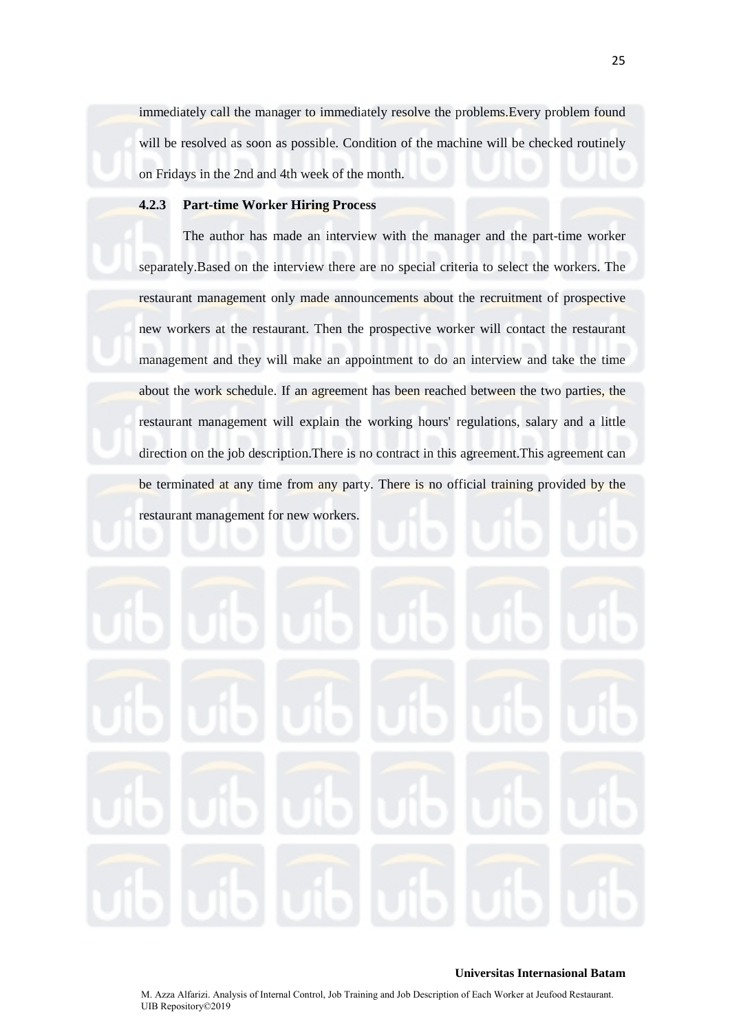immediately call the manager to immediately resolve the problems.Every problem found will be resolved as soon as possible. Condition of the machine will be checked routinely on Fridays in the 2nd and 4th week of the month.

### 4.2.3 Part-time Worker Hiring Process

The author has made an interview with the manager and the part-time worker separately.Based on the interview there are no special criteria to select the workers. The restaurant management only made announcements about the recruitment of prospective new workers at the restaurant. Then the prospective worker will contact the restaurant management and they will make an appointment to do an interview and take the time about the work schedule. If an agreement has been reached between the two parties, the restaurant management will explain the working hours' regulations, salary and a little direction on the job description.There is no contract in this agreement.This agreement can be terminated at any time from any party. There is no official training provided by the restaurant management for new workers.